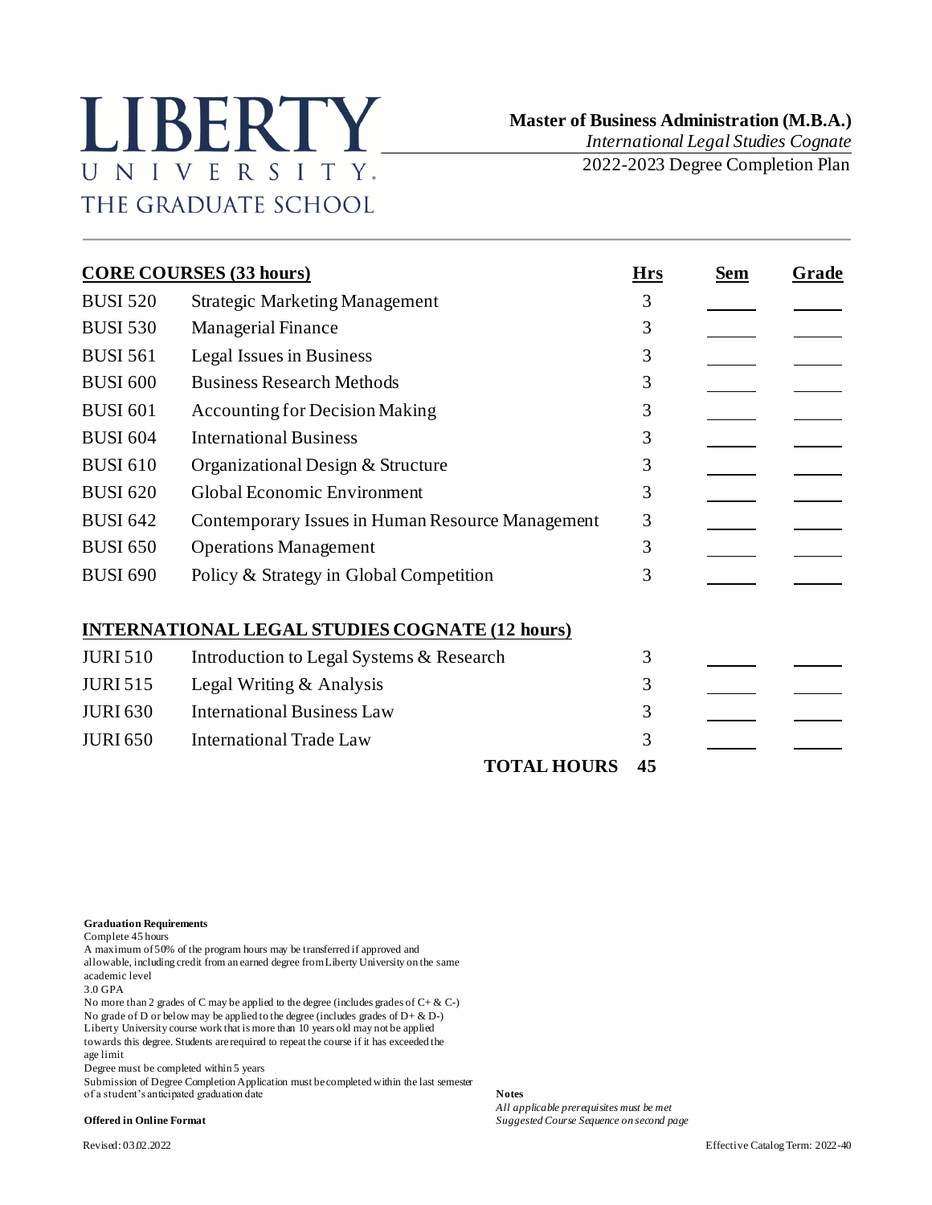LIBERTY UNIVERSITY.
THE GRADUATE SCHOOL

# Master of Business Administration (M.B.A.)

*International Legal Studies Cognate*

2022-2023 Degree Completion Plan

| **CORE COURSES (33 hours)** | | **Hrs** | **Sem** | **Grade** |
|---|---|---|---|---|
| BUSI 520 | Strategic Marketing Management | 3 | | |
| BUSI 530 | Managerial Finance | 3 | | |
| BUSI 561 | Legal Issues in Business | 3 | | |
| BUSI 600 | Business Research Methods | 3 | | |
| BUSI 601 | Accounting for Decision Making | 3 | | |
| BUSI 604 | International Business | 3 | | |
| BUSI 610 | Organizational Design & Structure | 3 | | |
| BUSI 620 | Global Economic Environment | 3 | | |
| BUSI 642 | Contemporary Issues in Human Resource Management | 3 | | |
| BUSI 650 | Operations Management | 3 | | |
| BUSI 690 | Policy & Strategy in Global Competition | 3 | | |
| **INTERNATIONAL LEGAL STUDIES COGNATE (12 hours)** | | | | |
| JURI 510 | Introduction to Legal Systems & Research | 3 | | |
| JURI 515 | Legal Writing & Analysis | 3 | | |
| JURI 630 | International Business Law | 3 | | |
| JURI 650 | International Trade Law | 3 | | |
| | **TOTAL HOURS** | **45** | | |

**Graduation Requirements**

Complete 45 hours

A maximum of 50% of the program hours may be transferred if approved and allowable, including credit from an earned degree from Liberty University on the same academic level

3.0 GPA

No more than 2 grades of C may be applied to the degree (includes grades of C+ & C-)

No grade of D or below may be applied to the degree (includes grades of D+ & D-)

Liberty University course work that is more than 10 years old may not be applied towards this degree. Students are required to repeat the course if it has exceeded the age limit

Degree must be completed within 5 years

Submission of Degree Completion Application must be completed within the last semester of a student's anticipated graduation date

**Offered in Online Format**

**Notes**

*All applicable prerequisites must be met*

*Suggested Course Sequence on second page*

Revised: 03.02.2022

Effective Catalog Term: 2022-40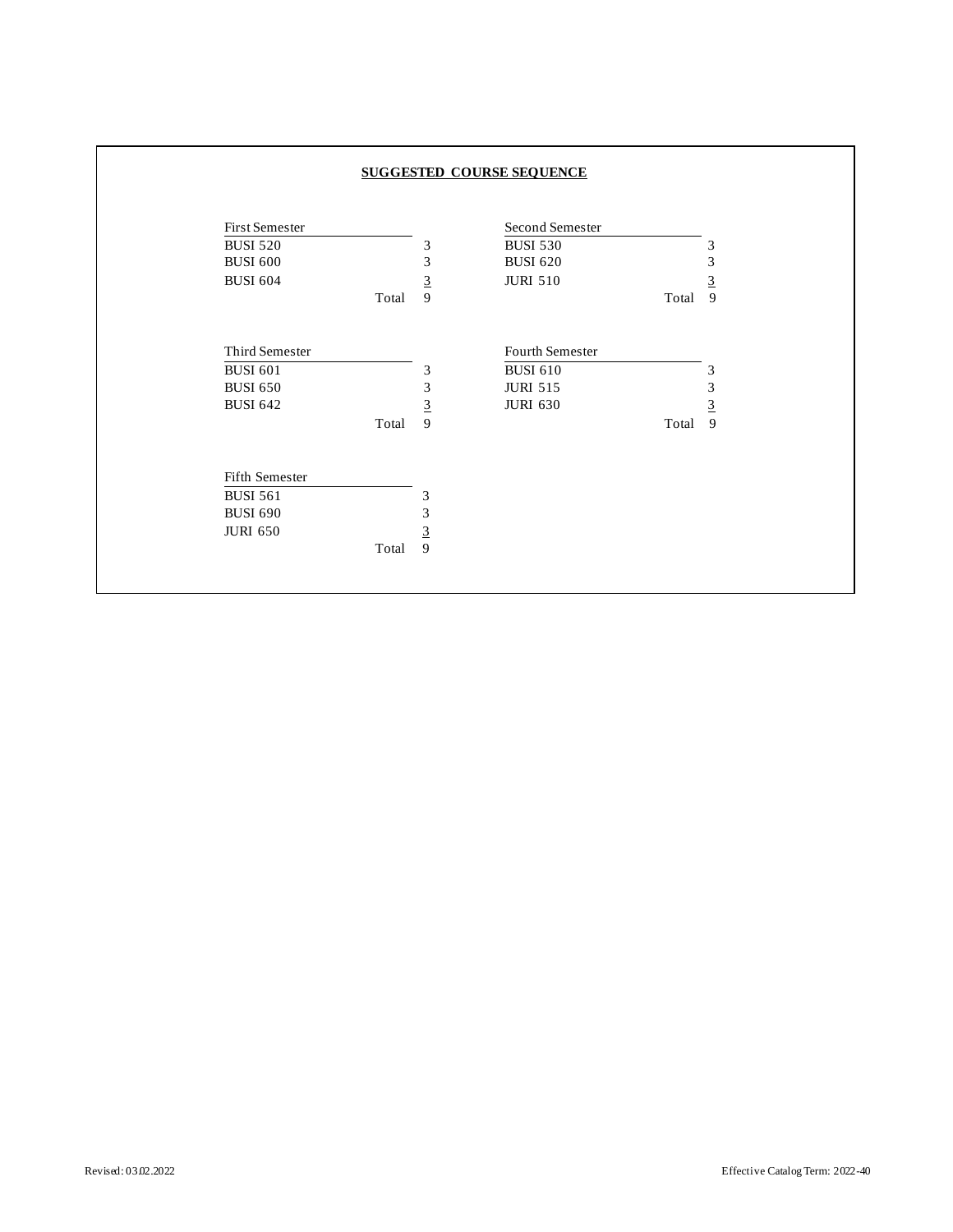## SUGGESTED COURSE SEQUENCE

| First Semester | |
|---|---|
| BUSI 520 | 3 |
| BUSI 600 | 3 |
| BUSI 604 | 3 |
| Total | 9 |

| Second Semester | |
|---|---|
| BUSI 530 | 3 |
| BUSI 620 | 3 |
| JURI 510 | 3 |
| Total | 9 |

| Third Semester | |
|---|---|
| BUSI 601 | 3 |
| BUSI 650 | 3 |
| BUSI 642 | 3 |
| Total | 9 |

| Fourth Semester | |
|---|---|
| BUSI 610 | 3 |
| JURI 515 | 3 |
| JURI 630 | 3 |
| Total | 9 |

| Fifth Semester | |
|---|---|
| BUSI 561 | 3 |
| BUSI 690 | 3 |
| JURI 650 | 3 |
| Total | 9 |

Revised: 03.02.2022

Effective Catalog Term: 2022-40